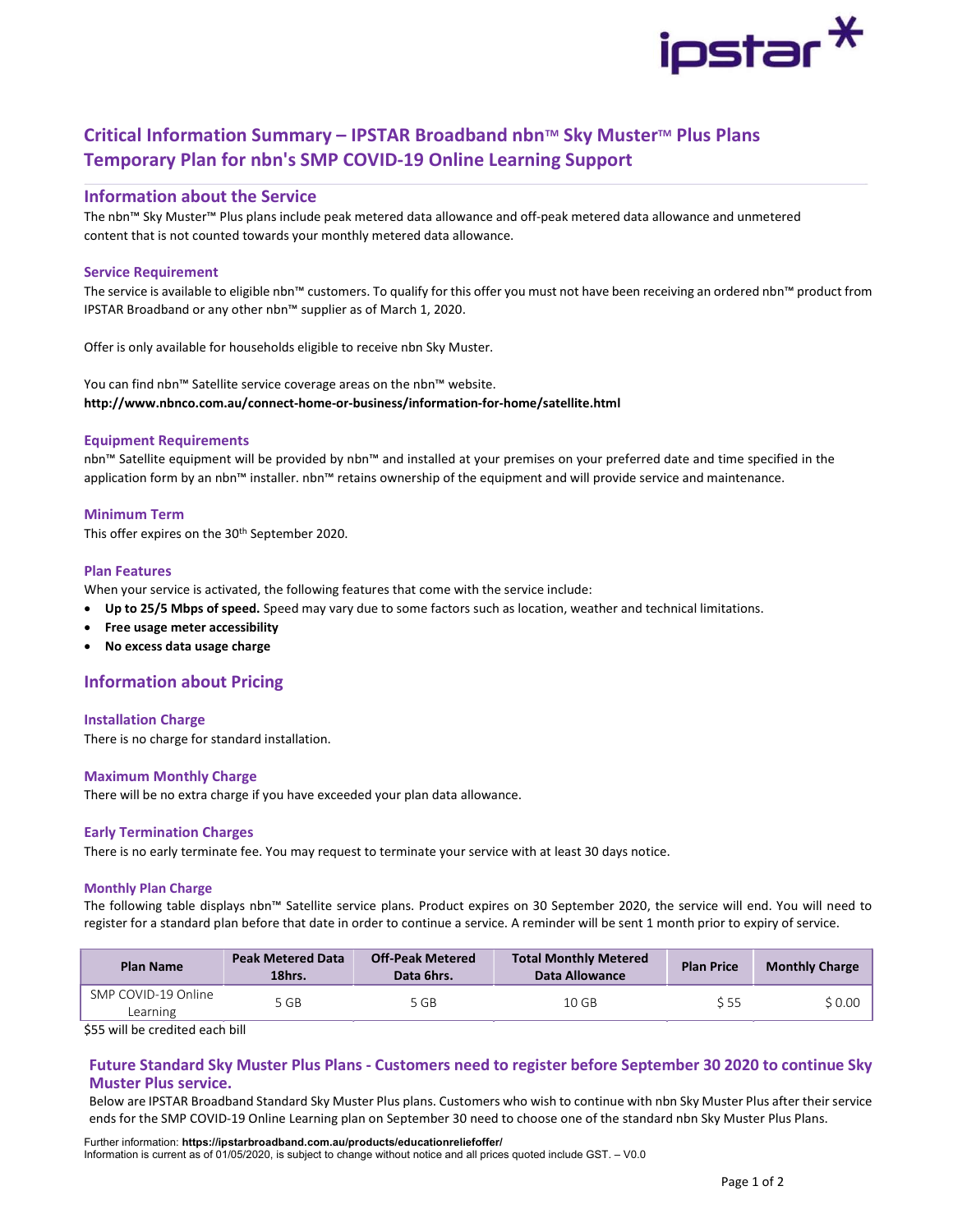# Critical Information Summary – IPSTAR Broadband nbn™ Sky Muster™ Plus Plans Temporary Plan for nbn's SMP COVID-19 Online Learning Support

## Information about the Service

The nbn™ Sky Muster™ Plus plans include peak metered data allowance and off-peak metered data allowance and unmetered content that is not counted towards your monthly metered data allowance.

### Service Requirement

The service is available to eligible nbn™ customers. To qualify for this offer you must not have been receiving an ordered nbn™ product from IPSTAR Broadband or any other nbn™ supplier as of March 1, 2020.

Offer is only available for households eligible to receive nbn Sky Muster.

You can find nbn™ Satellite service coverage areas on the nbn™ website.
**http://www.nbnco.com.au/connect-home-or-business/information-for-home/satellite.html**

### Equipment Requirements

nbn™ Satellite equipment will be provided by nbn™ and installed at your premises on your preferred date and time specified in the application form by an nbn™ installer. nbn™ retains ownership of the equipment and will provide service and maintenance.

### Minimum Term

This offer expires on the 30th September 2020.

### Plan Features

When your service is activated, the following features that come with the service include:

- **Up to 25/5 Mbps of speed.** Speed may vary due to some factors such as location, weather and technical limitations.
- **Free usage meter accessibility**
- **No excess data usage charge**

## Information about Pricing

### Installation Charge

There is no charge for standard installation.

### Maximum Monthly Charge

There will be no extra charge if you have exceeded your plan data allowance.

### Early Termination Charges

There is no early terminate fee. You may request to terminate your service with at least 30 days notice.

### Monthly Plan Charge

The following table displays nbn™ Satellite service plans. Product expires on 30 September 2020, the service will end. You will need to register for a standard plan before that date in order to continue a service. A reminder will be sent 1 month prior to expiry of service.

| Plan Name | Peak Metered Data 18hrs. | Off-Peak Metered Data 6hrs. | Total Monthly Metered Data Allowance | Plan Price | Monthly Charge |
|---|---|---|---|---|---|
| SMP COVID-19 Online Learning | 5 GB | 5 GB | 10 GB | $ 55 | $ 0.00 |

$55 will be credited each bill

### Future Standard Sky Muster Plus Plans - Customers need to register before September 30 2020 to continue Sky Muster Plus service.

Below are IPSTAR Broadband Standard Sky Muster Plus plans. Customers who wish to continue with nbn Sky Muster Plus after their service ends for the SMP COVID-19 Online Learning plan on September 30 need to choose one of the standard nbn Sky Muster Plus Plans.

Further information: **https://ipstarbroadband.com.au/products/educationreliefoffer/**
Information is current as of 01/05/2020, is subject to change without notice and all prices quoted include GST. – V0.0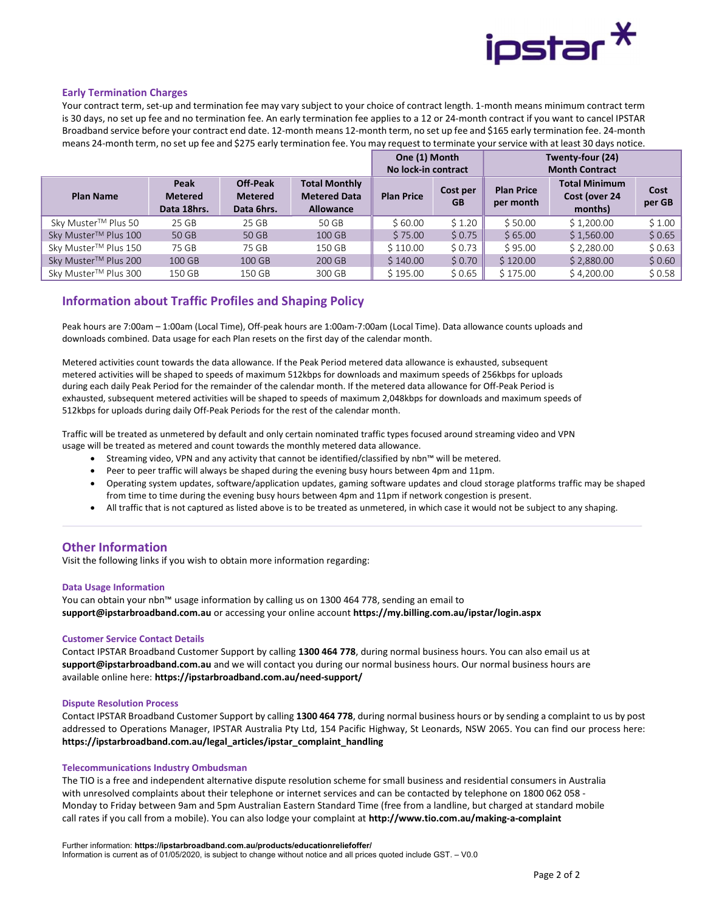### Early Termination Charges

Your contract term, set-up and termination fee may vary subject to your choice of contract length. 1-month means minimum contract term is 30 days, no set up fee and no termination fee. An early termination fee applies to a 12 or 24-month contract if you want to cancel IPSTAR Broadband service before your contract end date. 12-month means 12-month term, no set up fee and $165 early termination fee. 24-month means 24-month term, no set up fee and $275 early termination fee. You may request to terminate your service with at least 30 days notice.

| | | | | One (1) Month No lock-in contract | | Twenty-four (24) Month Contract | | |
|---|---|---|---|---|---|---|---|---|
| **Plan Name** | **Peak Metered Data 18hrs.** | **Off-Peak Metered Data 6hrs.** | **Total Monthly Metered Data Allowance** | **Plan Price** | **Cost per GB** | **Plan Price per month** | **Total Minimum Cost (over 24 months)** | **Cost per GB** |
| Sky Muster™ Plus 50 | 25 GB | 25 GB | 50 GB | $ 60.00 | $ 1.20 | $ 50.00 | $ 1,200.00 | $ 1.00 |
| Sky Muster™ Plus 100 | 50 GB | 50 GB | 100 GB | $ 75.00 | $ 0.75 | $ 65.00 | $ 1,560.00 | $ 0.65 |
| Sky Muster™ Plus 150 | 75 GB | 75 GB | 150 GB | $ 110.00 | $ 0.73 | $ 95.00 | $ 2,280.00 | $ 0.63 |
| Sky Muster™ Plus 200 | 100 GB | 100 GB | 200 GB | $ 140.00 | $ 0.70 | $ 120.00 | $ 2,880.00 | $ 0.60 |
| Sky Muster™ Plus 300 | 150 GB | 150 GB | 300 GB | $ 195.00 | $ 0.65 | $ 175.00 | $ 4,200.00 | $ 0.58 |

## Information about Traffic Profiles and Shaping Policy

Peak hours are 7:00am – 1:00am (Local Time), Off-peak hours are 1:00am-7:00am (Local Time). Data allowance counts uploads and downloads combined. Data usage for each Plan resets on the first day of the calendar month.

Metered activities count towards the data allowance. If the Peak Period metered data allowance is exhausted, subsequent metered activities will be shaped to speeds of maximum 512kbps for downloads and maximum speeds of 256kbps for uploads during each daily Peak Period for the remainder of the calendar month. If the metered data allowance for Off-Peak Period is exhausted, subsequent metered activities will be shaped to speeds of maximum 2,048kbps for downloads and maximum speeds of 512kbps for uploads during daily Off-Peak Periods for the rest of the calendar month.

Traffic will be treated as unmetered by default and only certain nominated traffic types focused around streaming video and VPN usage will be treated as metered and count towards the monthly metered data allowance.

- Streaming video, VPN and any activity that cannot be identified/classified by nbn™ will be metered.
- Peer to peer traffic will always be shaped during the evening busy hours between 4pm and 11pm.
- Operating system updates, software/application updates, gaming software updates and cloud storage platforms traffic may be shaped from time to time during the evening busy hours between 4pm and 11pm if network congestion is present.
- All traffic that is not captured as listed above is to be treated as unmetered, in which case it would not be subject to any shaping.

---

## Other Information

Visit the following links if you wish to obtain more information regarding:

### Data Usage Information

You can obtain your nbn™ usage information by calling us on 1300 464 778, sending an email to **support@ipstarbroadband.com.au** or accessing your online account **https://my.billing.com.au/ipstar/login.aspx**

### Customer Service Contact Details

Contact IPSTAR Broadband Customer Support by calling **1300 464 778**, during normal business hours. You can also email us at **support@ipstarbroadband.com.au** and we will contact you during our normal business hours. Our normal business hours are available online here: **https://ipstarbroadband.com.au/need-support/**

### Dispute Resolution Process

Contact IPSTAR Broadband Customer Support by calling **1300 464 778**, during normal business hours or by sending a complaint to us by post addressed to Operations Manager, IPSTAR Australia Pty Ltd, 154 Pacific Highway, St Leonards, NSW 2065. You can find our process here: **https://ipstarbroadband.com.au/legal_articles/ipstar_complaint_handling**

### Telecommunications Industry Ombudsman

The TIO is a free and independent alternative dispute resolution scheme for small business and residential consumers in Australia with unresolved complaints about their telephone or internet services and can be contacted by telephone on 1800 062 058 - Monday to Friday between 9am and 5pm Australian Eastern Standard Time (free from a landline, but charged at standard mobile call rates if you call from a mobile). You can also lodge your complaint at **http://www.tio.com.au/making-a-complaint**

Further information: **https://ipstarbroadband.com.au/products/educationreliefoffer/**
Information is current as of 01/05/2020, is subject to change without notice and all prices quoted include GST. – V0.0